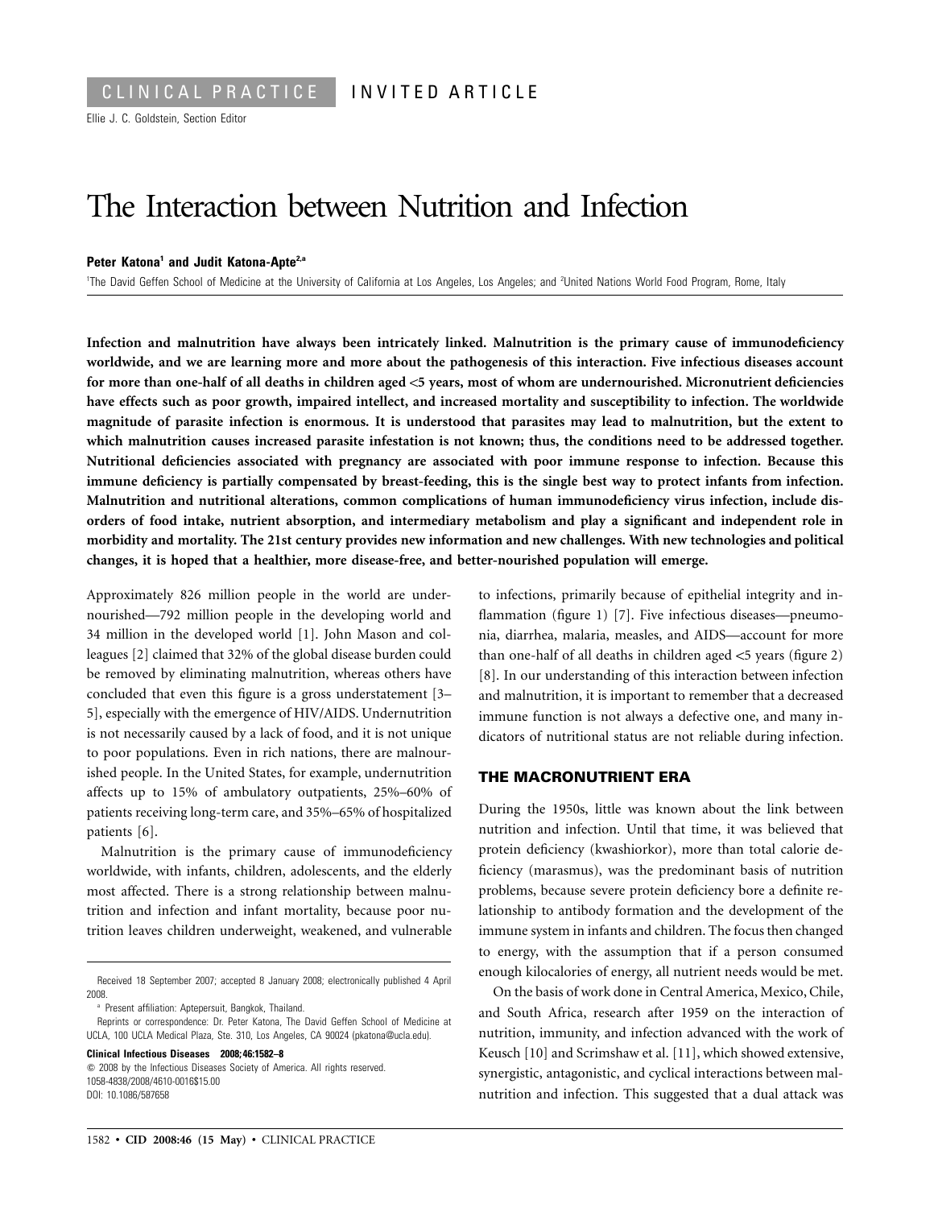CLINICAL PRACTICE INVITED ARTICLE

Ellie J. C. Goldstein, Section Editor

# The Interaction between Nutrition and Infection

**Peter Katona[1] and Judit Katona-Apte[2,a]**

[1]The David Geffen School of Medicine at the University of California at Los Angeles, Los Angeles; and [2]United Nations World Food Program, Rome, Italy

**Infection and malnutrition have always been intricately linked. Malnutrition is the primary cause of immunodeficiency worldwide, and we are learning more and more about the pathogenesis of this interaction. Five infectious diseases account for more than one-half of all deaths in children aged <5 years, most of whom are undernourished. Micronutrient deficiencies have effects such as poor growth, impaired intellect, and increased mortality and susceptibility to infection. The worldwide magnitude of parasite infection is enormous. It is understood that parasites may lead to malnutrition, but the extent to which malnutrition causes increased parasite infestation is not known; thus, the conditions need to be addressed together. Nutritional deficiencies associated with pregnancy are associated with poor immune response to infection. Because this immune deficiency is partially compensated by breast-feeding, this is the single best way to protect infants from infection. Malnutrition and nutritional alterations, common complications of human immunodeficiency virus infection, include disorders of food intake, nutrient absorption, and intermediary metabolism and play a significant and independent role in morbidity and mortality. The 21st century provides new information and new challenges. With new technologies and political changes, it is hoped that a healthier, more disease-free, and better-nourished population will emerge.**

Approximately 826 million people in the world are undernourished—792 million people in the developing world and 34 million in the developed world [1]. John Mason and colleagues [2] claimed that 32% of the global disease burden could be removed by eliminating malnutrition, whereas others have concluded that even this figure is a gross understatement [3–5], especially with the emergence of HIV/AIDS. Undernutrition is not necessarily caused by a lack of food, and it is not unique to poor populations. Even in rich nations, there are malnourished people. In the United States, for example, undernutrition affects up to 15% of ambulatory outpatients, 25%–60% of patients receiving long-term care, and 35%–65% of hospitalized patients [6].

Malnutrition is the primary cause of immunodeficiency worldwide, with infants, children, adolescents, and the elderly most affected. There is a strong relationship between malnutrition and infection and infant mortality, because poor nutrition leaves children underweight, weakened, and vulnerable to infections, primarily because of epithelial integrity and inflammation (figure 1) [7]. Five infectious diseases—pneumonia, diarrhea, malaria, measles, and AIDS—account for more than one-half of all deaths in children aged <5 years (figure 2) [8]. In our understanding of this interaction between infection and malnutrition, it is important to remember that a decreased immune function is not always a defective one, and many indicators of nutritional status are not reliable during infection.

## THE MACRONUTRIENT ERA

During the 1950s, little was known about the link between nutrition and infection. Until that time, it was believed that protein deficiency (kwashiorkor), more than total calorie deficiency (marasmus), was the predominant basis of nutrition problems, because severe protein deficiency bore a definite relationship to antibody formation and the development of the immune system in infants and children. The focus then changed to energy, with the assumption that if a person consumed enough kilocalories of energy, all nutrient needs would be met.

On the basis of work done in Central America, Mexico, Chile, and South Africa, research after 1959 on the interaction of nutrition, immunity, and infection advanced with the work of Keusch [10] and Scrimshaw et al. [11], which showed extensive, synergistic, antagonistic, and cyclical interactions between malnutrition and infection. This suggested that a dual attack was

Received 18 September 2007; accepted 8 January 2008; electronically published 4 April 2008.

[a] Present affiliation: Aptepersuit, Bangkok, Thailand.

Reprints or correspondence: Dr. Peter Katona, The David Geffen School of Medicine at UCLA, 100 UCLA Medical Plaza, Ste. 310, Los Angeles, CA 90024 (pkatona@ucla.edu).

**Clinical Infectious Diseases 2008; 46:1582–8**

© 2008 by the Infectious Diseases Society of America. All rights reserved.
1058-4838/2008/4610-0016$15.00
DOI: 10.1086/587658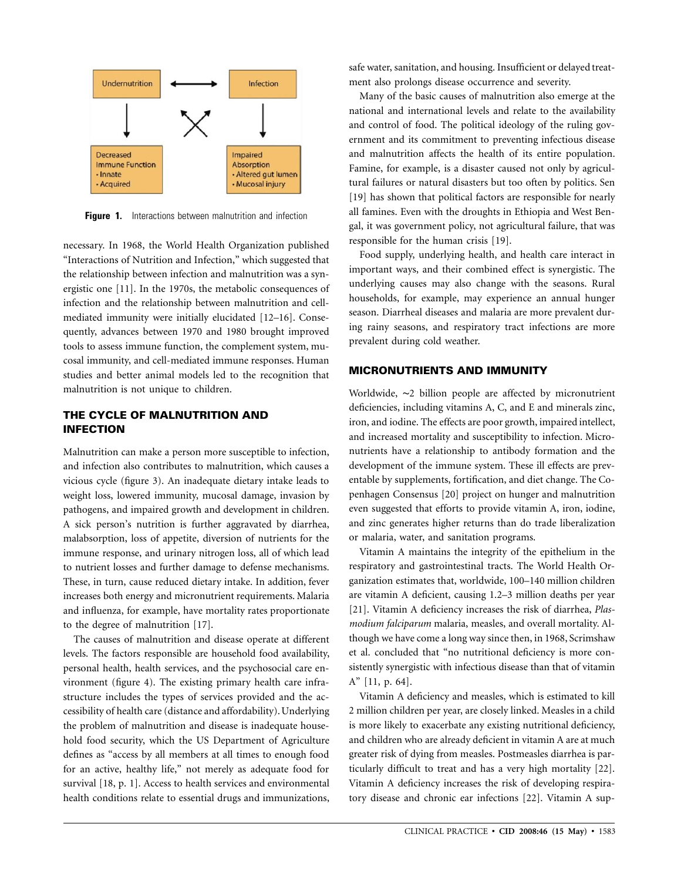Figure 1. Interactions between malnutrition and infection

necessary. In 1968, the World Health Organization published "Interactions of Nutrition and Infection," which suggested that the relationship between infection and malnutrition was a synergistic one [11]. In the 1970s, the metabolic consequences of infection and the relationship between malnutrition and cell-mediated immunity were initially elucidated [12–16]. Consequently, advances between 1970 and 1980 brought improved tools to assess immune function, the complement system, mucosal immunity, and cell-mediated immune responses. Human studies and better animal models led to the recognition that malnutrition is not unique to children.

## THE CYCLE OF MALNUTRITION AND INFECTION

Malnutrition can make a person more susceptible to infection, and infection also contributes to malnutrition, which causes a vicious cycle (figure 3). An inadequate dietary intake leads to weight loss, lowered immunity, mucosal damage, invasion by pathogens, and impaired growth and development in children. A sick person's nutrition is further aggravated by diarrhea, malabsorption, loss of appetite, diversion of nutrients for the immune response, and urinary nitrogen loss, all of which lead to nutrient losses and further damage to defense mechanisms. These, in turn, cause reduced dietary intake. In addition, fever increases both energy and micronutrient requirements. Malaria and influenza, for example, have mortality rates proportionate to the degree of malnutrition [17].

The causes of malnutrition and disease operate at different levels. The factors responsible are household food availability, personal health, health services, and the psychosocial care environment (figure 4). The existing primary health care infrastructure includes the types of services provided and the accessibility of health care (distance and affordability). Underlying the problem of malnutrition and disease is inadequate household food security, which the US Department of Agriculture defines as "access by all members at all times to enough food for an active, healthy life," not merely as adequate food for survival [18, p. 1]. Access to health services and environmental health conditions relate to essential drugs and immunizations, safe water, sanitation, and housing. Insufficient or delayed treatment also prolongs disease occurrence and severity.

Many of the basic causes of malnutrition also emerge at the national and international levels and relate to the availability and control of food. The political ideology of the ruling government and its commitment to preventing infectious disease and malnutrition affects the health of its entire population. Famine, for example, is a disaster caused not only by agricultural failures or natural disasters but too often by politics. Sen [19] has shown that political factors are responsible for nearly all famines. Even with the droughts in Ethiopia and West Bengal, it was government policy, not agricultural failure, that was responsible for the human crisis [19].

Food supply, underlying health, and health care interact in important ways, and their combined effect is synergistic. The underlying causes may also change with the seasons. Rural households, for example, may experience an annual hunger season. Diarrheal diseases and malaria are more prevalent during rainy seasons, and respiratory tract infections are more prevalent during cold weather.

## MICRONUTRIENTS AND IMMUNITY

Worldwide, ∼2 billion people are affected by micronutrient deficiencies, including vitamins A, C, and E and minerals zinc, iron, and iodine. The effects are poor growth, impaired intellect, and increased mortality and susceptibility to infection. Micronutrients have a relationship to antibody formation and the development of the immune system. These ill effects are preventable by supplements, fortification, and diet change. The Copenhagen Consensus [20] project on hunger and malnutrition even suggested that efforts to provide vitamin A, iron, iodine, and zinc generates higher returns than do trade liberalization or malaria, water, and sanitation programs.

Vitamin A maintains the integrity of the epithelium in the respiratory and gastrointestinal tracts. The World Health Organization estimates that, worldwide, 100–140 million children are vitamin A deficient, causing 1.2–3 million deaths per year [21]. Vitamin A deficiency increases the risk of diarrhea, *Plasmodium falciparum* malaria, measles, and overall mortality. Although we have come a long way since then, in 1968, Scrimshaw et al. concluded that "no nutritional deficiency is more consistently synergistic with infectious disease than that of vitamin A" [11, p. 64].

Vitamin A deficiency and measles, which is estimated to kill 2 million children per year, are closely linked. Measles in a child is more likely to exacerbate any existing nutritional deficiency, and children who are already deficient in vitamin A are at much greater risk of dying from measles. Postmeasles diarrhea is particularly difficult to treat and has a very high mortality [22]. Vitamin A deficiency increases the risk of developing respiratory disease and chronic ear infections [22]. Vitamin A sup-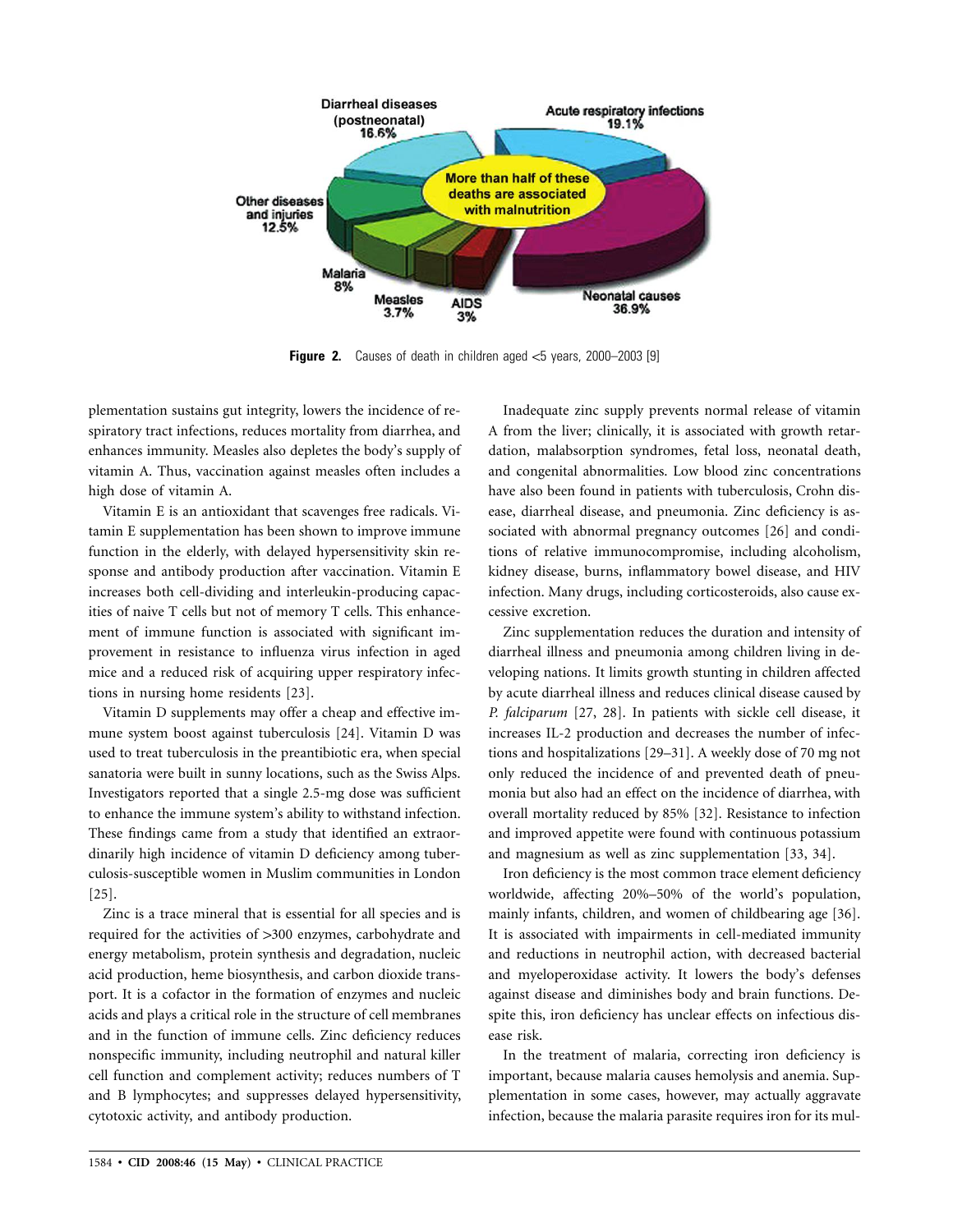Figure 2. Causes of death in children aged <5 years, 2000–2003 [9]

plementation sustains gut integrity, lowers the incidence of respiratory tract infections, reduces mortality from diarrhea, and enhances immunity. Measles also depletes the body's supply of vitamin A. Thus, vaccination against measles often includes a high dose of vitamin A.

Vitamin E is an antioxidant that scavenges free radicals. Vitamin E supplementation has been shown to improve immune function in the elderly, with delayed hypersensitivity skin response and antibody production after vaccination. Vitamin E increases both cell-dividing and interleukin-producing capacities of naive T cells but not of memory T cells. This enhancement of immune function is associated with significant improvement in resistance to influenza virus infection in aged mice and a reduced risk of acquiring upper respiratory infections in nursing home residents [23].

Vitamin D supplements may offer a cheap and effective immune system boost against tuberculosis [24]. Vitamin D was used to treat tuberculosis in the preantibiotic era, when special sanatoria were built in sunny locations, such as the Swiss Alps. Investigators reported that a single 2.5-mg dose was sufficient to enhance the immune system's ability to withstand infection. These findings came from a study that identified an extraordinarily high incidence of vitamin D deficiency among tuberculosis-susceptible women in Muslim communities in London [25].

Zinc is a trace mineral that is essential for all species and is required for the activities of >300 enzymes, carbohydrate and energy metabolism, protein synthesis and degradation, nucleic acid production, heme biosynthesis, and carbon dioxide transport. It is a cofactor in the formation of enzymes and nucleic acids and plays a critical role in the structure of cell membranes and in the function of immune cells. Zinc deficiency reduces nonspecific immunity, including neutrophil and natural killer cell function and complement activity; reduces numbers of T and B lymphocytes; and suppresses delayed hypersensitivity, cytotoxic activity, and antibody production.

Inadequate zinc supply prevents normal release of vitamin A from the liver; clinically, it is associated with growth retardation, malabsorption syndromes, fetal loss, neonatal death, and congenital abnormalities. Low blood zinc concentrations have also been found in patients with tuberculosis, Crohn disease, diarrheal disease, and pneumonia. Zinc deficiency is associated with abnormal pregnancy outcomes [26] and conditions of relative immunocompromise, including alcoholism, kidney disease, burns, inflammatory bowel disease, and HIV infection. Many drugs, including corticosteroids, also cause excessive excretion.

Zinc supplementation reduces the duration and intensity of diarrheal illness and pneumonia among children living in developing nations. It limits growth stunting in children affected by acute diarrheal illness and reduces clinical disease caused by *P. falciparum* [27, 28]. In patients with sickle cell disease, it increases IL-2 production and decreases the number of infections and hospitalizations [29–31]. A weekly dose of 70 mg not only reduced the incidence of and prevented death of pneumonia but also had an effect on the incidence of diarrhea, with overall mortality reduced by 85% [32]. Resistance to infection and improved appetite were found with continuous potassium and magnesium as well as zinc supplementation [33, 34].

Iron deficiency is the most common trace element deficiency worldwide, affecting 20%–50% of the world's population, mainly infants, children, and women of childbearing age [36]. It is associated with impairments in cell-mediated immunity and reductions in neutrophil action, with decreased bacterial and myeloperoxidase activity. It lowers the body's defenses against disease and diminishes body and brain functions. Despite this, iron deficiency has unclear effects on infectious disease risk.

In the treatment of malaria, correcting iron deficiency is important, because malaria causes hemolysis and anemia. Supplementation in some cases, however, may actually aggravate infection, because the malaria parasite requires iron for its mul-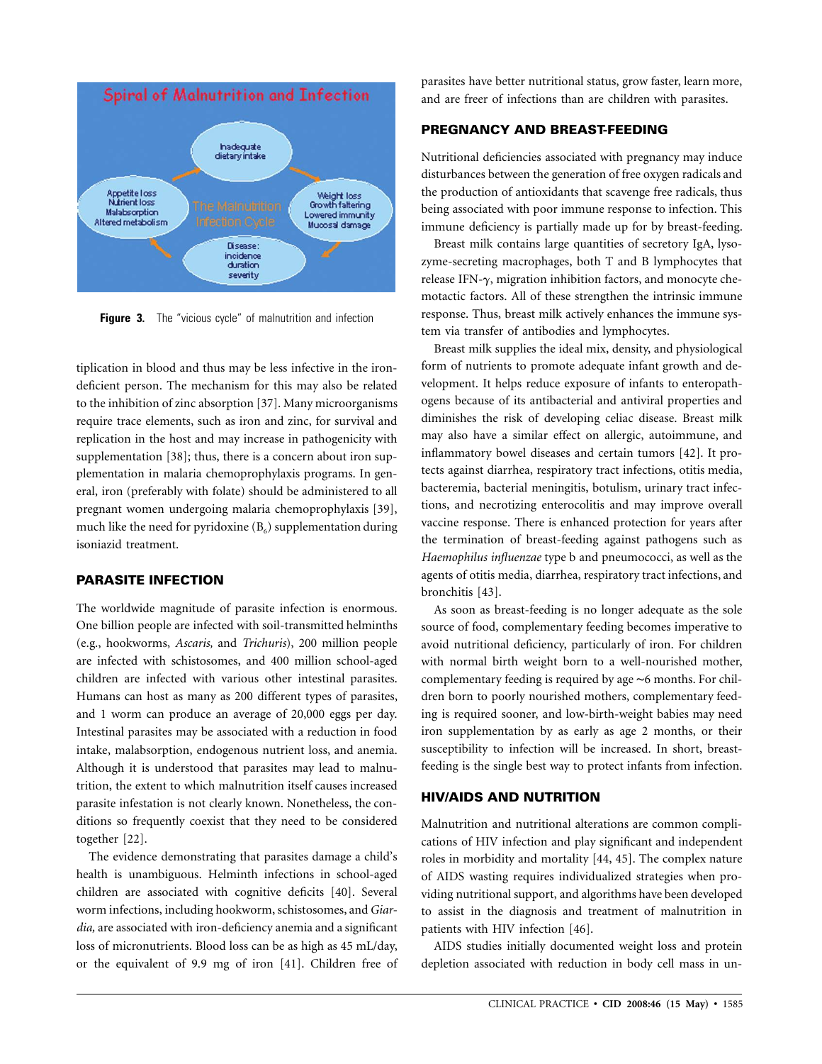**Figure 3.** The "vicious cycle" of malnutrition and infection

tiplication in blood and thus may be less infective in the iron-deficient person. The mechanism for this may also be related to the inhibition of zinc absorption [37]. Many microorganisms require trace elements, such as iron and zinc, for survival and replication in the host and may increase in pathogenicity with supplementation [38]; thus, there is a concern about iron supplementation in malaria chemoprophylaxis programs. In general, iron (preferably with folate) should be administered to all pregnant women undergoing malaria chemoprophylaxis [39], much like the need for pyridoxine ($B_6$) supplementation during isoniazid treatment.

## PARASITE INFECTION

The worldwide magnitude of parasite infection is enormous. One billion people are infected with soil-transmitted helminths (e.g., hookworms, *Ascaris,* and *Trichuris*), 200 million people are infected with schistosomes, and 400 million school-aged children are infected with various other intestinal parasites. Humans can host as many as 200 different types of parasites, and 1 worm can produce an average of 20,000 eggs per day. Intestinal parasites may be associated with a reduction in food intake, malabsorption, endogenous nutrient loss, and anemia. Although it is understood that parasites may lead to malnutrition, the extent to which malnutrition itself causes increased parasite infestation is not clearly known. Nonetheless, the conditions so frequently coexist that they need to be considered together [22].

The evidence demonstrating that parasites damage a child's health is unambiguous. Helminth infections in school-aged children are associated with cognitive deficits [40]. Several worm infections, including hookworm, schistosomes, and *Giardia,* are associated with iron-deficiency anemia and a significant loss of micronutrients. Blood loss can be as high as 45 mL/day, or the equivalent of 9.9 mg of iron [41]. Children free of parasites have better nutritional status, grow faster, learn more, and are freer of infections than are children with parasites.

## PREGNANCY AND BREAST-FEEDING

Nutritional deficiencies associated with pregnancy may induce disturbances between the generation of free oxygen radicals and the production of antioxidants that scavenge free radicals, thus being associated with poor immune response to infection. This immune deficiency is partially made up for by breast-feeding.

Breast milk contains large quantities of secretory IgA, lysozyme-secreting macrophages, both T and B lymphocytes that release IFN-$\gamma$, migration inhibition factors, and monocyte chemotactic factors. All of these strengthen the intrinsic immune response. Thus, breast milk actively enhances the immune system via transfer of antibodies and lymphocytes.

Breast milk supplies the ideal mix, density, and physiological form of nutrients to promote adequate infant growth and development. It helps reduce exposure of infants to enteropathogens because of its antibacterial and antiviral properties and diminishes the risk of developing celiac disease. Breast milk may also have a similar effect on allergic, autoimmune, and inflammatory bowel diseases and certain tumors [42]. It protects against diarrhea, respiratory tract infections, otitis media, bacteremia, bacterial meningitis, botulism, urinary tract infections, and necrotizing enterocolitis and may improve overall vaccine response. There is enhanced protection for years after the termination of breast-feeding against pathogens such as *Haemophilus influenzae* type b and pneumococci, as well as the agents of otitis media, diarrhea, respiratory tract infections, and bronchitis [43].

As soon as breast-feeding is no longer adequate as the sole source of food, complementary feeding becomes imperative to avoid nutritional deficiency, particularly of iron. For children with normal birth weight born to a well-nourished mother, complementary feeding is required by age ∼6 months. For children born to poorly nourished mothers, complementary feeding is required sooner, and low-birth-weight babies may need iron supplementation by as early as age 2 months, or their susceptibility to infection will be increased. In short, breast-feeding is the single best way to protect infants from infection.

## HIV/AIDS AND NUTRITION

Malnutrition and nutritional alterations are common complications of HIV infection and play significant and independent roles in morbidity and mortality [44, 45]. The complex nature of AIDS wasting requires individualized strategies when providing nutritional support, and algorithms have been developed to assist in the diagnosis and treatment of malnutrition in patients with HIV infection [46].

AIDS studies initially documented weight loss and protein depletion associated with reduction in body cell mass in un-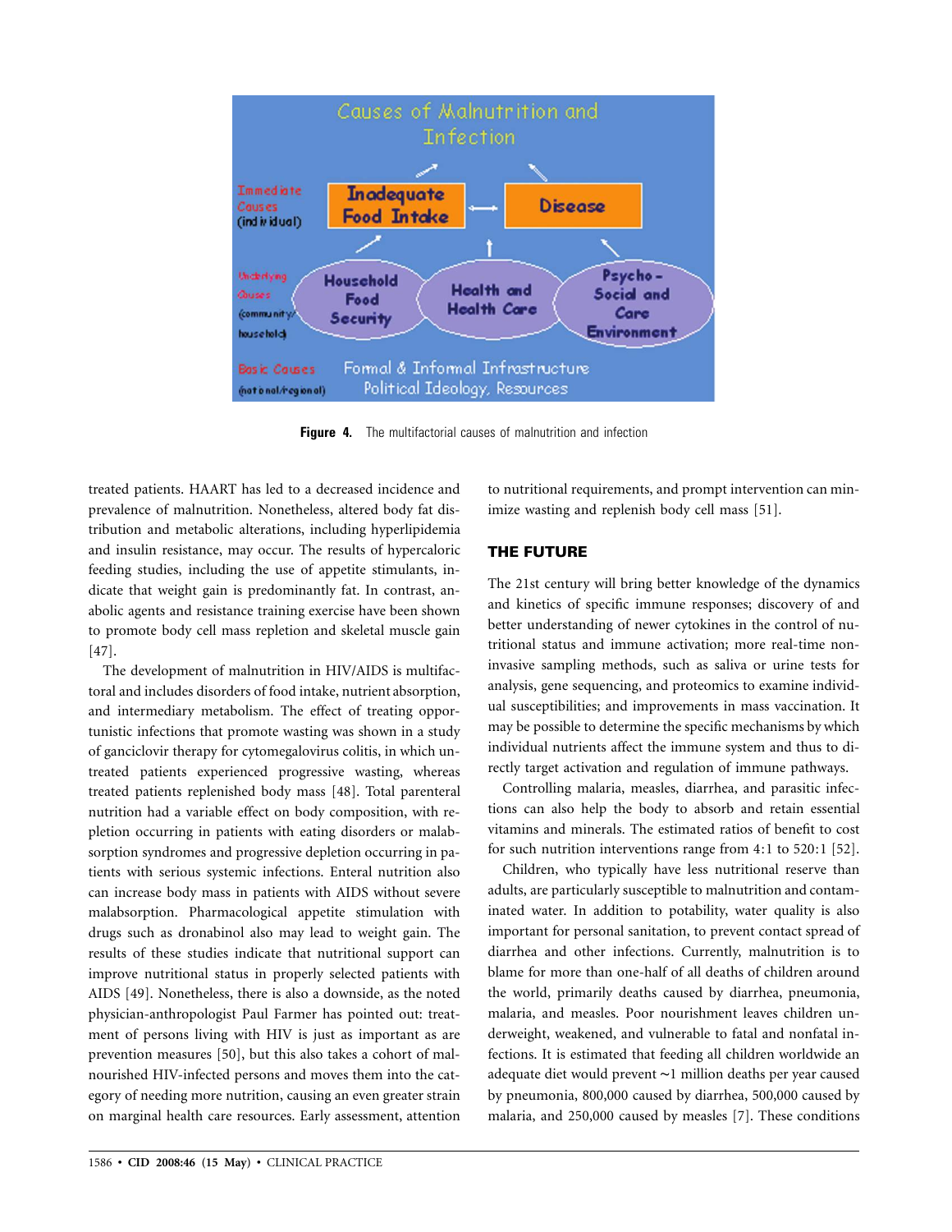Figure 4. The multifactorial causes of malnutrition and infection

treated patients. HAART has led to a decreased incidence and prevalence of malnutrition. Nonetheless, altered body fat distribution and metabolic alterations, including hyperlipidemia and insulin resistance, may occur. The results of hypercaloric feeding studies, including the use of appetite stimulants, indicate that weight gain is predominantly fat. In contrast, anabolic agents and resistance training exercise have been shown to promote body cell mass repletion and skeletal muscle gain [47].

The development of malnutrition in HIV/AIDS is multifactoral and includes disorders of food intake, nutrient absorption, and intermediary metabolism. The effect of treating opportunistic infections that promote wasting was shown in a study of ganciclovir therapy for cytomegalovirus colitis, in which untreated patients experienced progressive wasting, whereas treated patients replenished body mass [48]. Total parenteral nutrition had a variable effect on body composition, with repletion occurring in patients with eating disorders or malabsorption syndromes and progressive depletion occurring in patients with serious systemic infections. Enteral nutrition also can increase body mass in patients with AIDS without severe malabsorption. Pharmacological appetite stimulation with drugs such as dronabinol also may lead to weight gain. The results of these studies indicate that nutritional support can improve nutritional status in properly selected patients with AIDS [49]. Nonetheless, there is also a downside, as the noted physician-anthropologist Paul Farmer has pointed out: treatment of persons living with HIV is just as important as are prevention measures [50], but this also takes a cohort of malnourished HIV-infected persons and moves them into the category of needing more nutrition, causing an even greater strain on marginal health care resources. Early assessment, attention to nutritional requirements, and prompt intervention can minimize wasting and replenish body cell mass [51].

## THE FUTURE

The 21st century will bring better knowledge of the dynamics and kinetics of specific immune responses; discovery of and better understanding of newer cytokines in the control of nutritional status and immune activation; more real-time noninvasive sampling methods, such as saliva or urine tests for analysis, gene sequencing, and proteomics to examine individual susceptibilities; and improvements in mass vaccination. It may be possible to determine the specific mechanisms by which individual nutrients affect the immune system and thus to directly target activation and regulation of immune pathways.

Controlling malaria, measles, diarrhea, and parasitic infections can also help the body to absorb and retain essential vitamins and minerals. The estimated ratios of benefit to cost for such nutrition interventions range from 4:1 to 520:1 [52].

Children, who typically have less nutritional reserve than adults, are particularly susceptible to malnutrition and contaminated water. In addition to potability, water quality is also important for personal sanitation, to prevent contact spread of diarrhea and other infections. Currently, malnutrition is to blame for more than one-half of all deaths of children around the world, primarily deaths caused by diarrhea, pneumonia, malaria, and measles. Poor nourishment leaves children underweight, weakened, and vulnerable to fatal and nonfatal infections. It is estimated that feeding all children worldwide an adequate diet would prevent ∼1 million deaths per year caused by pneumonia, 800,000 caused by diarrhea, 500,000 caused by malaria, and 250,000 caused by measles [7]. These conditions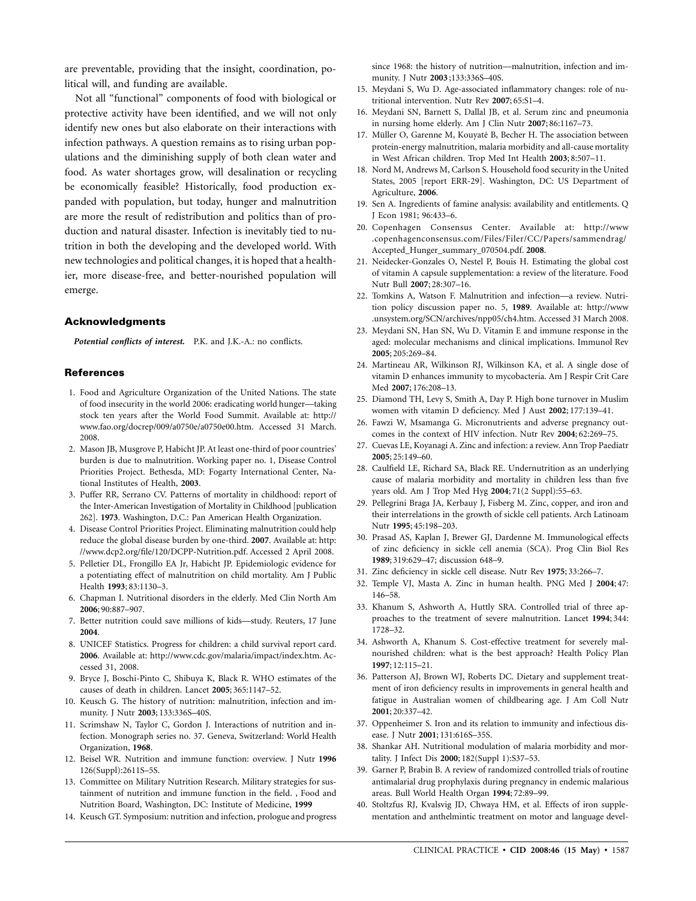are preventable, providing that the insight, coordination, political will, and funding are available.

Not all "functional" components of food with biological or protective activity have been identified, and we will not only identify new ones but also elaborate on their interactions with infection pathways. A question remains as to rising urban populations and the diminishing supply of both clean water and food. As water shortages grow, will desalination or recycling be economically feasible? Historically, food production expanded with population, but today, hunger and malnutrition are more the result of redistribution and politics than of production and natural disaster. Infection is inevitably tied to nutrition in both the developing and the developed world. With new technologies and political changes, it is hoped that a healthier, more disease-free, and better-nourished population will emerge.

## Acknowledgments

***Potential conflicts of interest.*** P.K. and J.K.-A.: no conflicts.

## References

1. Food and Agriculture Organization of the United Nations. The state of food insecurity in the world 2006: eradicating world hunger—taking stock ten years after the World Food Summit. Available at: http://www.fao.org/docrep/009/a0750e/a0750e00.htm. Accessed 31 March. 2008.
2. Mason JB, Musgrove P, Habicht JP. At least one-third of poor countries' burden is due to malnutrition. Working paper no. 1, Disease Control Priorities Project. Bethesda, MD: Fogarty International Center, National Institutes of Health, **2003**.
3. Puffer RR, Serrano CV. Patterns of mortality in childhood: report of the Inter-American Investigation of Mortality in Childhood [publication 262]. **1973**. Washington, D.C.: Pan American Health Organization.
4. Disease Control Priorities Project. Eliminating malnutrition could help reduce the global disease burden by one-third. **2007**. Available at: http://www.dcp2.org/file/120/DCPP-Nutrition.pdf. Accessed 2 April 2008.
5. Pelletier DL, Frongillo EA Jr, Habicht JP. Epidemiologic evidence for a potentiating effect of malnutrition on child mortality. Am J Public Health **1993**; 83:1130–3.
6. Chapman I. Nutritional disorders in the elderly. Med Clin North Am **2006**; 90:887–907.
7. Better nutrition could save millions of kids—study. Reuters, 17 June **2004**.
8. UNICEF Statistics. Progress for children: a child survival report card. **2006**. Available at: http://www.cdc.gov/malaria/impact/index.htm. Accessed 31, 2008.
9. Bryce J, Boschi-Pinto C, Shibuya K, Black R. WHO estimates of the causes of death in children. Lancet **2005**; 365:1147–52.
10. Keusch G. The history of nutrition: malnutrition, infection and immunity. J Nutr **2003**; 133:336S–40S.
11. Scrimshaw N, Taylor C, Gordon J. Interactions of nutrition and infection. Monograph series no. 37. Geneva, Switzerland: World Health Organization, **1968**.
12. Beisel WR. Nutrition and immune function: overview. J Nutr **1996** 126(Suppl):2611S–5S.
13. Committee on Military Nutrition Research. Military strategies for sustainment of nutrition and immune function in the field. , Food and Nutrition Board, Washington, DC: Institute of Medicine, **1999**
14. Keusch GT. Symposium: nutrition and infection, prologue and progress since 1968: the history of nutrition—malnutrition, infection and immunity. J Nutr **2003**;133:336S–40S.
15. Meydani S, Wu D. Age-associated inflammatory changes: role of nutritional intervention. Nutr Rev **2007**; 65:S1–4.
16. Meydani SN, Barnett S, Dallal JB, et al. Serum zinc and pneumonia in nursing home elderly. Am J Clin Nutr **2007**; 86:1167–73.
17. Müller O, Garenne M, Kouyaté B, Becher H. The association between protein-energy malnutrition, malaria morbidity and all-cause mortality in West African children. Trop Med Int Health **2003**; 8:507–11.
18. Nord M, Andrews M, Carlson S. Household food security in the United States, 2005 [report ERR-29]. Washington, DC: US Department of Agriculture, **2006**.
19. Sen A. Ingredients of famine analysis: availability and entitlements. Q J Econ 1981; 96:433–6.
20. Copenhagen Consensus Center. Available at: http://www.copenhagenconsensus.com/Files/Filer/CC/Papers/sammendrag/Accepted_Hunger_summary_070504.pdf. **2008**.
21. Neidecker-Gonzales O, Nestel P, Bouis H. Estimating the global cost of vitamin A capsule supplementation: a review of the literature. Food Nutr Bull **2007**; 28:307–16.
22. Tomkins A, Watson F. Malnutrition and infection—a review. Nutrition policy discussion paper no. 5, **1989**. Available at: http://www.unsystem.org/SCN/archives/npp05/ch4.htm. Accessed 31 March 2008.
23. Meydani SN, Han SN, Wu D. Vitamin E and immune response in the aged: molecular mechanisms and clinical implications. Immunol Rev **2005**; 205:269–84.
24. Martineau AR, Wilkinson RJ, Wilkinson KA, et al. A single dose of vitamin D enhances immunity to mycobacteria. Am J Respir Crit Care Med **2007**; 176:208–13.
25. Diamond TH, Levy S, Smith A, Day P. High bone turnover in Muslim women with vitamin D deficiency. Med J Aust **2002**; 177:139–41.
26. Fawzi W, Msamanga G. Micronutrients and adverse pregnancy outcomes in the context of HIV infection. Nutr Rev **2004**; 62:269–75.
27. Cuevas LE, Koyanagi A. Zinc and infection: a review. Ann Trop Paediatr **2005**; 25:149–60.
28. Caulfield LE, Richard SA, Black RE. Undernutrition as an underlying cause of malaria morbidity and mortality in children less than five years old. Am J Trop Med Hyg **2004**; 71(2 Suppl):55–63.
29. Pellegrini Braga JA, Kerbauy J, Fisberg M. Zinc, copper, and iron and their interrelations in the growth of sickle cell patients. Arch Latinoam Nutr **1995**; 45:198–203.
30. Prasad AS, Kaplan J, Brewer GJ, Dardenne M. Immunological effects of zinc deficiency in sickle cell anemia (SCA). Prog Clin Biol Res **1989**; 319:629–47; discussion 648–9.
31. Zinc deficiency in sickle cell disease. Nutr Rev **1975**; 33:266–7.
32. Temple VJ, Masta A. Zinc in human health. PNG Med J **2004**; 47: 146–58.
33. Khanum S, Ashworth A, Huttly SRA. Controlled trial of three approaches to the treatment of severe malnutrition. Lancet **1994**; 344: 1728–32.
34. Ashworth A, Khanum S. Cost-effective treatment for severely malnourished children: what is the best approach? Health Policy Plan **1997**; 12:115–21.
36. Patterson AJ, Brown WJ, Roberts DC. Dietary and supplement treatment of iron deficiency results in improvements in general health and fatigue in Australian women of childbearing age. J Am Coll Nutr **2001**; 20:337–42.
37. Oppenheimer S. Iron and its relation to immunity and infectious disease. J Nutr **2001**; 131:616S–35S.
38. Shankar AH. Nutritional modulation of malaria morbidity and mortality. J Infect Dis **2000**; 182(Suppl 1):S37–53.
39. Garner P, Brabin B. A review of randomized controlled trials of routine antimalarial drug prophylaxis during pregnancy in endemic malarious areas. Bull World Health Organ **1994**; 72:89–99.
40. Stoltzfus RJ, Kvalsvig JD, Chwaya HM, et al. Effects of iron supplementation and anthelmintic treatment on motor and language devel-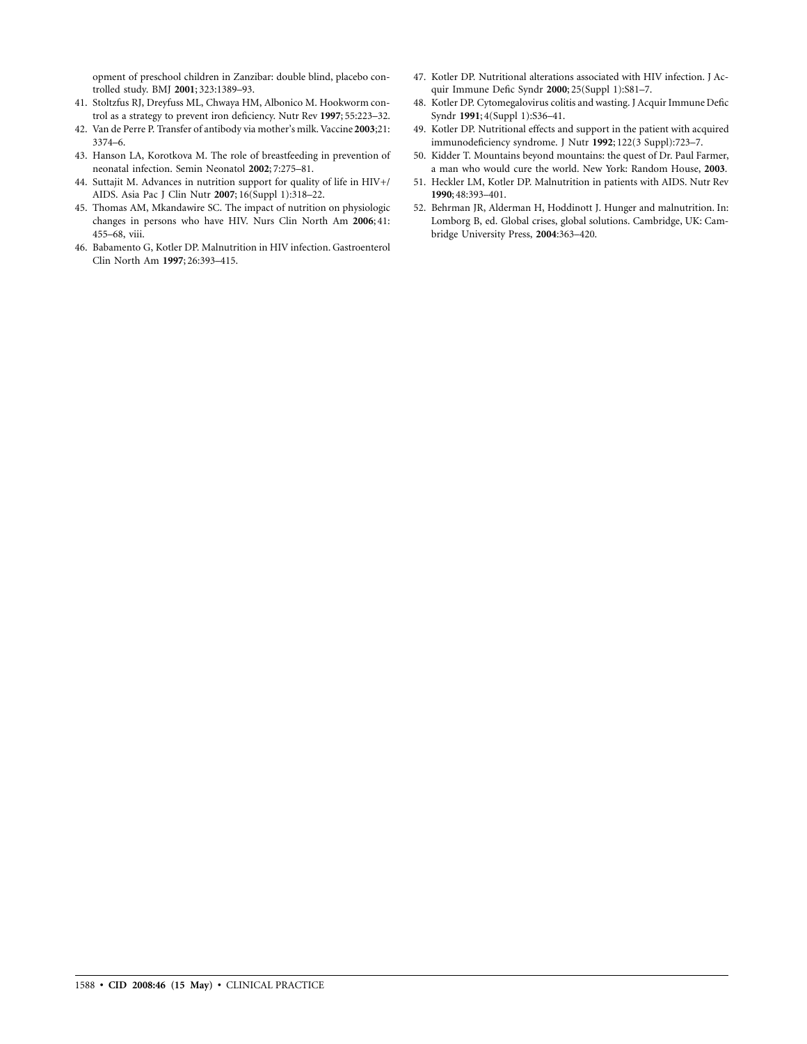opment of preschool children in Zanzibar: double blind, placebo controlled study. BMJ **2001**; 323:1389–93.

41. Stoltzfus RJ, Dreyfuss ML, Chwaya HM, Albonico M. Hookworm control as a strategy to prevent iron deficiency. Nutr Rev **1997**; 55:223–32.
42. Van de Perre P. Transfer of antibody via mother's milk. Vaccine **2003**;21: 3374–6.
43. Hanson LA, Korotkova M. The role of breastfeeding in prevention of neonatal infection. Semin Neonatol **2002**; 7:275–81.
44. Suttajit M. Advances in nutrition support for quality of life in HIV+/AIDS. Asia Pac J Clin Nutr **2007**; 16(Suppl 1):318–22.
45. Thomas AM, Mkandawire SC. The impact of nutrition on physiologic changes in persons who have HIV. Nurs Clin North Am **2006**; 41: 455–68, viii.
46. Babamento G, Kotler DP. Malnutrition in HIV infection. Gastroenterol Clin North Am **1997**; 26:393–415.
47. Kotler DP. Nutritional alterations associated with HIV infection. J Acquir Immune Defic Syndr **2000**; 25(Suppl 1):S81–7.
48. Kotler DP. Cytomegalovirus colitis and wasting. J Acquir Immune Defic Syndr **1991**; 4(Suppl 1):S36–41.
49. Kotler DP. Nutritional effects and support in the patient with acquired immunodeficiency syndrome. J Nutr **1992**; 122(3 Suppl):723–7.
50. Kidder T. Mountains beyond mountains: the quest of Dr. Paul Farmer, a man who would cure the world. New York: Random House, **2003**.
51. Heckler LM, Kotler DP. Malnutrition in patients with AIDS. Nutr Rev **1990**; 48:393–401.
52. Behrman JR, Alderman H, Hoddinott J. Hunger and malnutrition. In: Lomborg B, ed. Global crises, global solutions. Cambridge, UK: Cambridge University Press, **2004**:363–420.